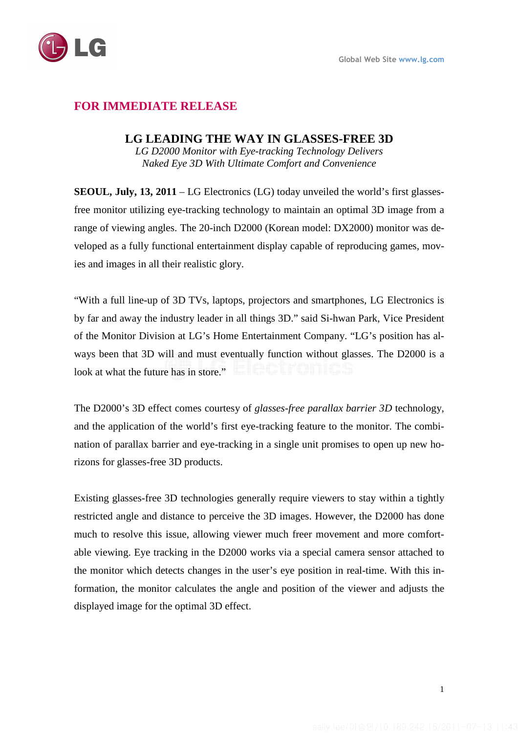**FOR IMMEDIATE RELEASE**

# LG LEADING THE WAY IN GLASSES-FREE 3D

*LG D2000 Monitor with Eye-tracking Technology Delivers Naked Eye 3D With Ultimate Comfort and Convenience*

**SEOUL, July, 13, 2011** – LG Electronics (LG) today unveiled the world's first glasses-free monitor utilizing eye-tracking technology to maintain an optimal 3D image from a range of viewing angles. The 20-inch D2000 (Korean model: DX2000) monitor was developed as a fully functional entertainment display capable of reproducing games, movies and images in all their realistic glory.

"With a full line-up of 3D TVs, laptops, projectors and smartphones, LG Electronics is by far and away the industry leader in all things 3D." said Si-hwan Park, Vice President of the Monitor Division at LG's Home Entertainment Company. "LG's position has always been that 3D will and must eventually function without glasses. The D2000 is a look at what the future has in store."

The D2000's 3D effect comes courtesy of *glasses-free parallax barrier 3D* technology, and the application of the world's first eye-tracking feature to the monitor. The combination of parallax barrier and eye-tracking in a single unit promises to open up new horizons for glasses-free 3D products.

Existing glasses-free 3D technologies generally require viewers to stay within a tightly restricted angle and distance to perceive the 3D images. However, the D2000 has done much to resolve this issue, allowing viewer much freer movement and more comfortable viewing. Eye tracking in the D2000 works via a special camera sensor attached to the monitor which detects changes in the user's eye position in real-time. With this information, the monitor calculates the angle and position of the viewer and adjusts the displayed image for the optimal 3D effect.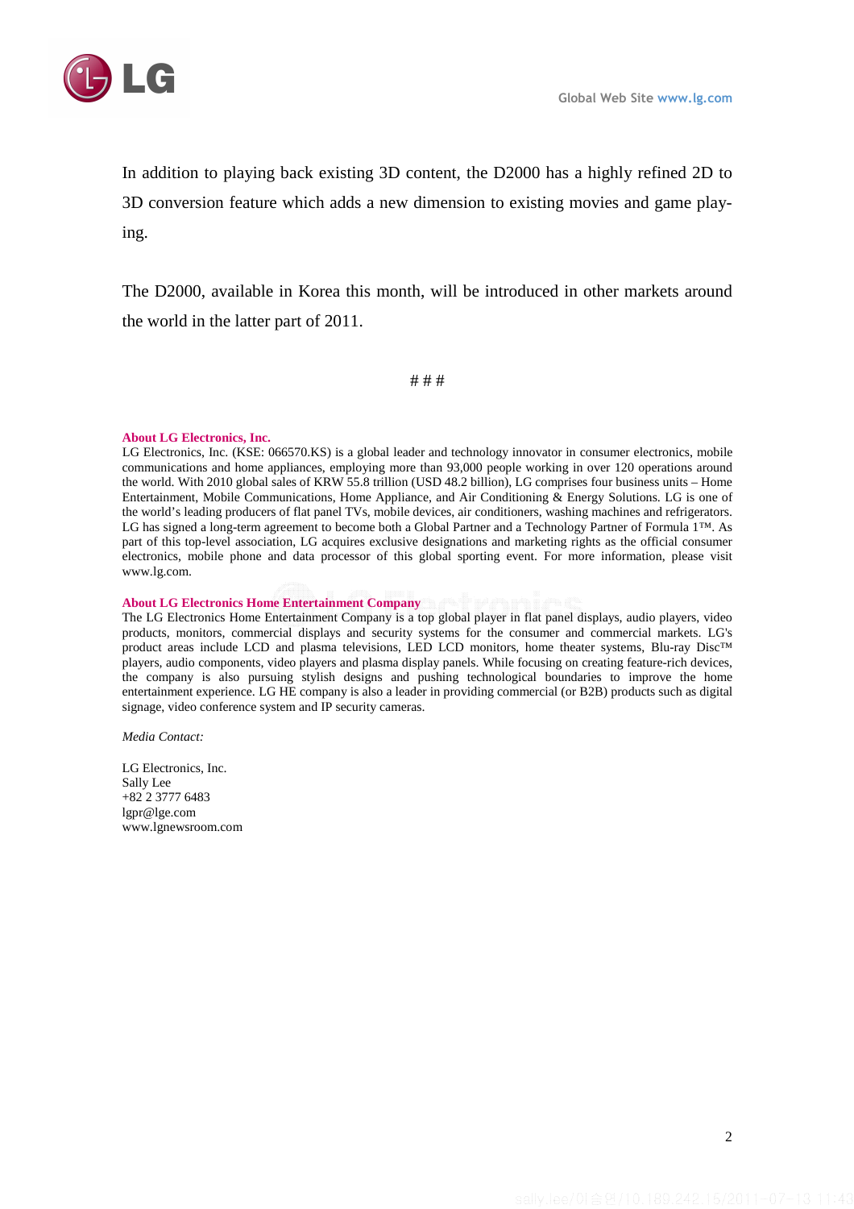In addition to playing back existing 3D content, the D2000 has a highly refined 2D to 3D conversion feature which adds a new dimension to existing movies and game playing.

The D2000, available in Korea this month, will be introduced in other markets around the world in the latter part of 2011.

# # #

**About LG Electronics, Inc.**
LG Electronics, Inc. (KSE: 066570.KS) is a global leader and technology innovator in consumer electronics, mobile communications and home appliances, employing more than 93,000 people working in over 120 operations around the world. With 2010 global sales of KRW 55.8 trillion (USD 48.2 billion), LG comprises four business units – Home Entertainment, Mobile Communications, Home Appliance, and Air Conditioning & Energy Solutions. LG is one of the world's leading producers of flat panel TVs, mobile devices, air conditioners, washing machines and refrigerators. LG has signed a long-term agreement to become both a Global Partner and a Technology Partner of Formula 1™. As part of this top-level association, LG acquires exclusive designations and marketing rights as the official consumer electronics, mobile phone and data processor of this global sporting event. For more information, please visit www.lg.com.

**About LG Electronics Home Entertainment Company**
The LG Electronics Home Entertainment Company is a top global player in flat panel displays, audio players, video products, monitors, commercial displays and security systems for the consumer and commercial markets. LG's product areas include LCD and plasma televisions, LED LCD monitors, home theater systems, Blu-ray Disc™ players, audio components, video players and plasma display panels. While focusing on creating feature-rich devices, the company is also pursuing stylish designs and pushing technological boundaries to improve the home entertainment experience. LG HE company is also a leader in providing commercial (or B2B) products such as digital signage, video conference system and IP security cameras.

*Media Contact:*

LG Electronics, Inc.
Sally Lee
+82 2 3777 6483
lgpr@lge.com
www.lgnewsroom.com